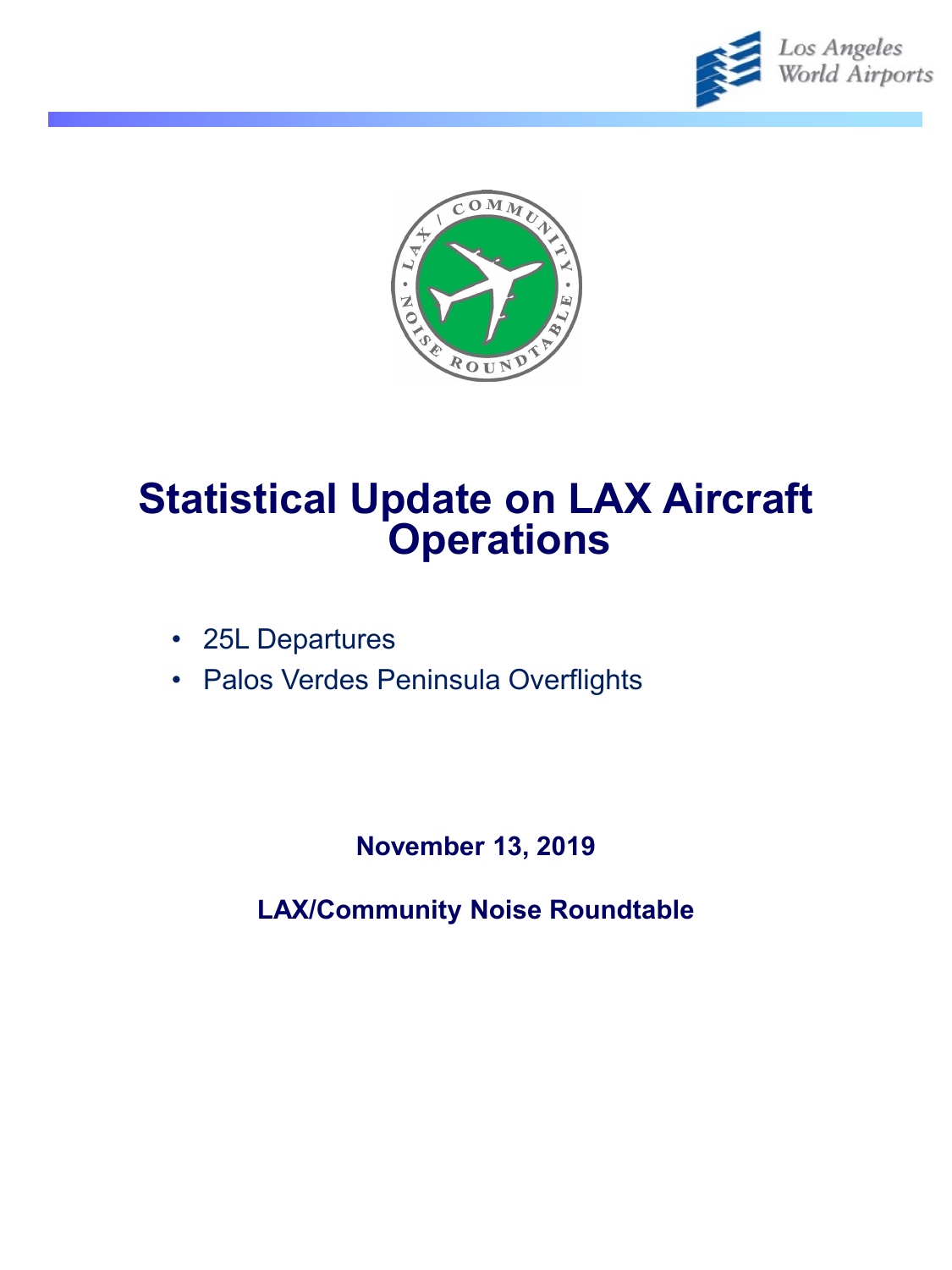Los Angeles World Airports

# Statistical Update on LAX Aircraft Operations

- 25L Departures
- Palos Verdes Peninsula Overflights

**November 13, 2019**

**LAX/Community Noise Roundtable**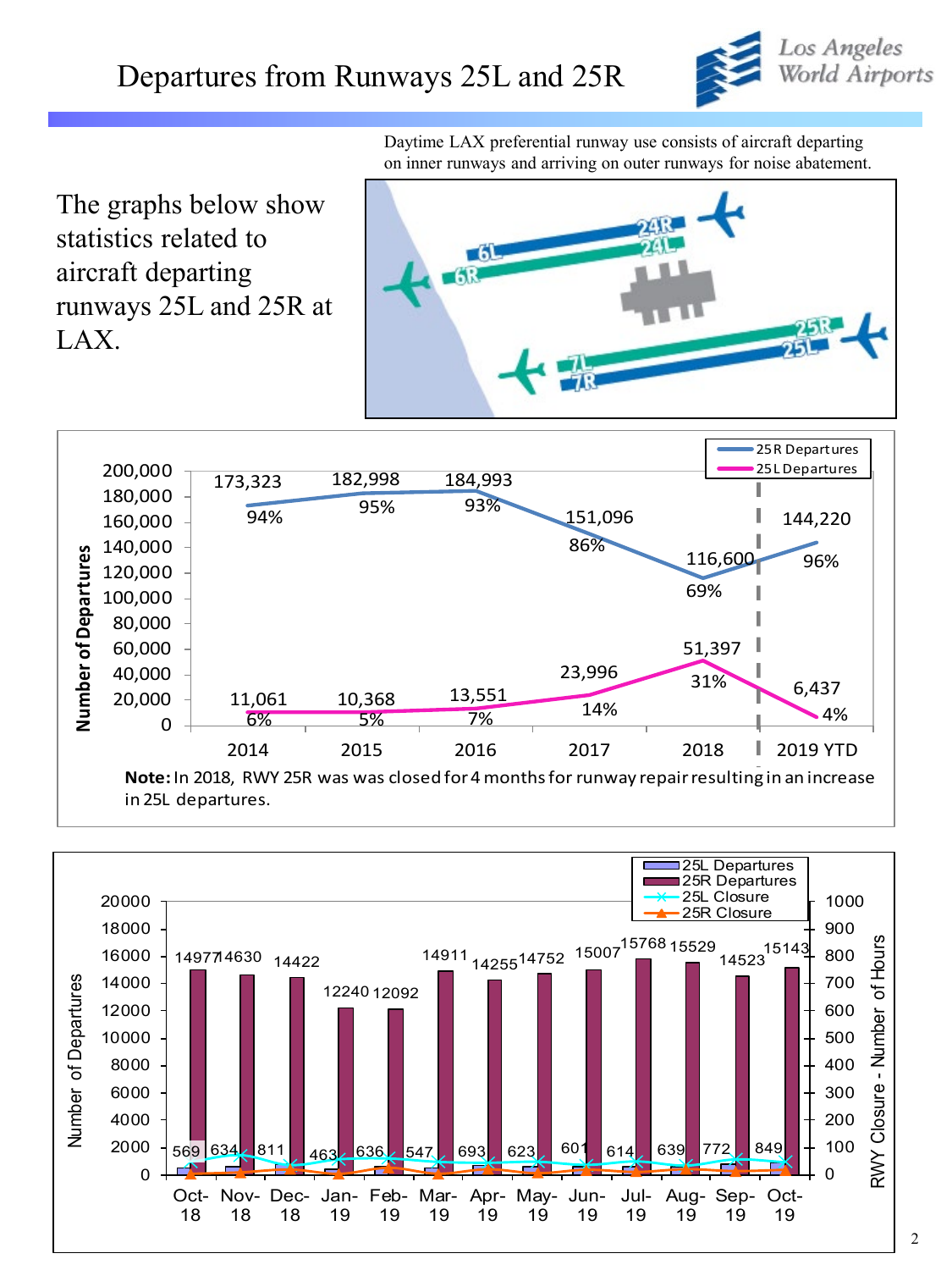# Departures from Runways 25L and 25R

Daytime LAX preferential runway use consists of aircraft departing on inner runways and arriving on outer runways for noise abatement.

The graphs below show statistics related to aircraft departing runways 25L and 25R at LAX.

| Year | 25R Departures | 25R % | 25L Departures | 25L % |
|---|---|---|---|---|
| 2014 | 173,323 | 94% | 11,061 | 6% |
| 2015 | 182,998 | 95% | 10,368 | 5% |
| 2016 | 184,993 | 93% | 13,551 | 7% |
| 2017 | 151,096 | 86% | 23,996 | 14% |
| 2018 | 116,600 | 69% | 51,397 | 31% |
| 2019 YTD | 144,220 | 96% | 6,437 | 4% |

**Note:** In 2018, RWY 25R was was closed for 4 months for runway repair resulting in an increase in 25L departures.

| Month | 25L Departures | 25R Departures |
|---|---|---|
| Oct-18 | 569 | 14977 |
| Nov-18 | 634 | 14630 |
| Dec-18 | 811 | 14422 |
| Jan-19 | 463 | 12240 |
| Feb-19 | 636 | 12092 |
| Mar-19 | 547 | 14911 |
| Apr-19 | 693 | 14255 |
| May-19 | 623 | 14752 |
| Jun-19 | 601 | 15007 |
| Jul-19 | 614 | 15768 |
| Aug-19 | 639 | 15529 |
| Sep-19 | 772 | 14523 |
| Oct-19 | 849 | 15143 |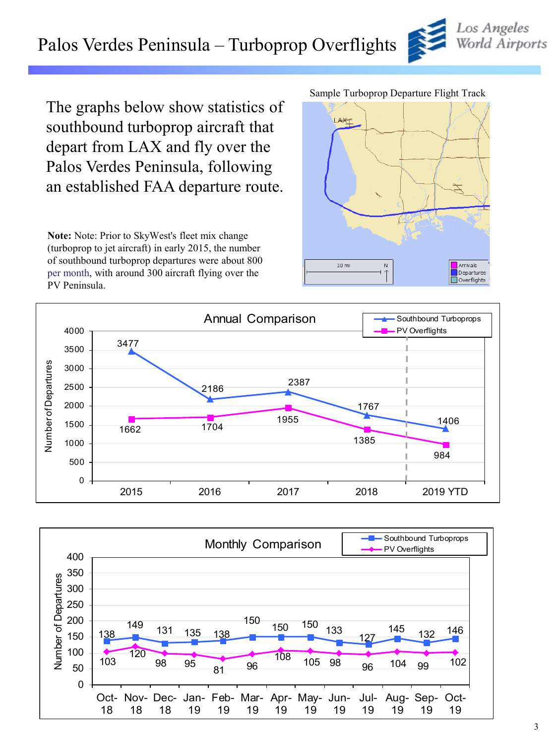# Palos Verdes Peninsula – Turboprop Overflights

The graphs below show statistics of southbound turboprop aircraft that depart from LAX and fly over the Palos Verdes Peninsula, following an established FAA departure route.

**Note:** Note: Prior to SkyWest's fleet mix change (turboprop to jet aircraft) in early 2015, the number of southbound turboprop departures were about 800 per month, with around 300 aircraft flying over the PV Peninsula.

Sample Turboprop Departure Flight Track

**Annual Comparison**

| | 2015 | 2016 | 2017 | 2018 | 2019 YTD |
|---|---|---|---|---|---|
| Southbound Turboprops | 3477 | 2186 | 2387 | 1767 | 1406 |
| PV Overflights | 1662 | 1704 | 1955 | 1385 | 984 |

**Monthly Comparison**

| | Oct-18 | Nov-18 | Dec-18 | Jan-19 | Feb-19 | Mar-19 | Apr-19 | May-19 | Jun-19 | Jul-19 | Aug-19 | Sep-19 | Oct-19 |
|---|---|---|---|---|---|---|---|---|---|---|---|---|---|
| Southbound Turboprops | 138 | 149 | 131 | 135 | 138 | 150 | 150 | 150 | 133 | 127 | 145 | 132 | 146 |
| PV Overflights | 103 | 120 | 98 | 95 | 81 | 96 | 108 | 105 | 98 | 96 | 104 | 99 | 102 |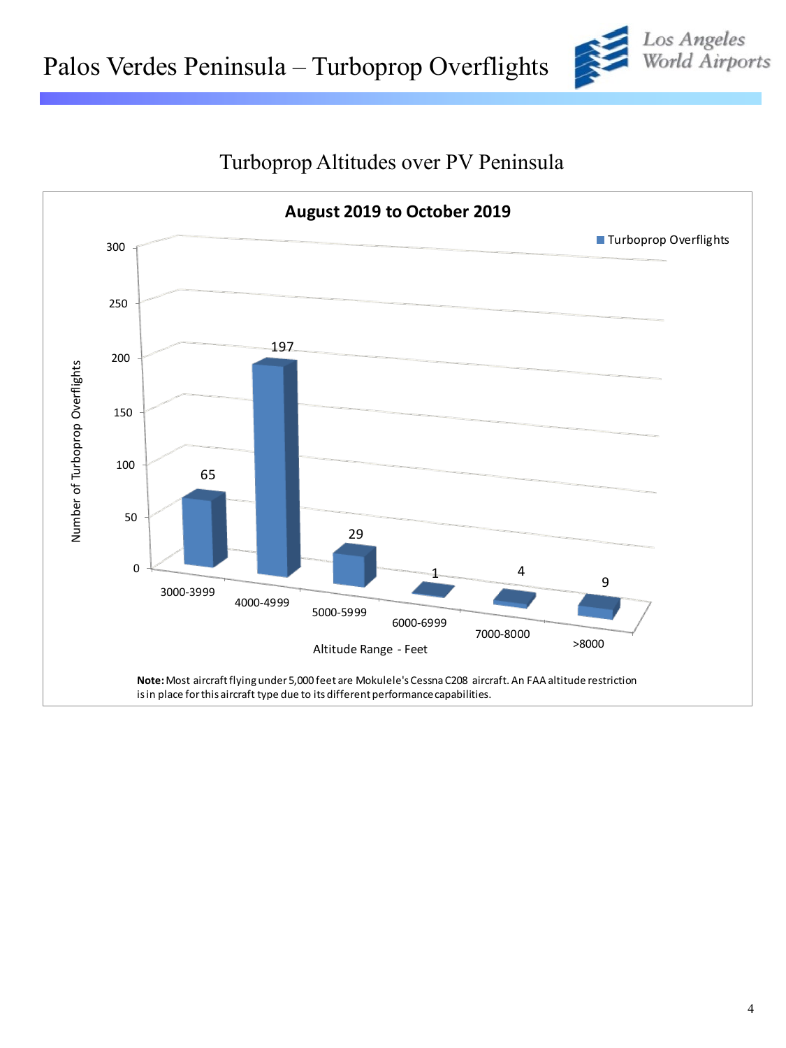# Palos Verdes Peninsula – Turboprop Overflights

## Turboprop Altitudes over PV Peninsula

**August 2019 to October 2019**

| Altitude Range - Feet | Turboprop Overflights |
| --- | --- |
| 3000-3999 | 65 |
| 4000-4999 | 197 |
| 5000-5999 | 29 |
| 6000-6999 | 1 |
| 7000-8000 | 4 |
| >8000 | 9 |

**Note:** Most aircraft flying under 5,000 feet are Mokulele's Cessna C208 aircraft. An FAA altitude restriction is in place for this aircraft type due to its different performance capabilities.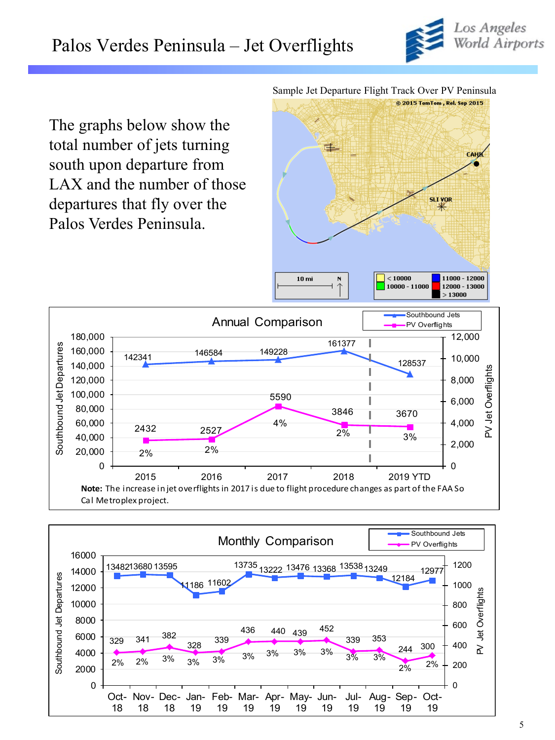# Palos Verdes Peninsula – Jet Overflights

The graphs below show the total number of jets turning south upon departure from LAX and the number of those departures that fly over the Palos Verdes Peninsula.

Sample Jet Departure Flight Track Over PV Peninsula

## Annual Comparison

| Year | Southbound Jets | PV Overflights | % |
|---|---|---|---|
| 2015 | 142341 | 2432 | 2% |
| 2016 | 146584 | 2527 | 2% |
| 2017 | 149228 | 5590 | 4% |
| 2018 | 161377 | 3846 | 2% |
| 2019 YTD | 128537 | 3670 | 3% |

**Note:** The increase in jet overflights in 2017 is due to flight procedure changes as part of the FAA So Cal Metroplex project.

## Monthly Comparison

| Month | Southbound Jets | PV Overflights | % |
|---|---|---|---|
| Oct-18 | 13482 | 329 | 2% |
| Nov-18 | 13680 | 341 | 2% |
| Dec-18 | 13595 | 382 | 3% |
| Jan-19 | 11186 | 328 | 3% |
| Feb-19 | 11602 | 339 | 3% |
| Mar-19 | 13735 | 436 | 3% |
| Apr-19 | 13222 | 440 | 3% |
| May-19 | 13476 | 439 | 3% |
| Jun-19 | 13368 | 452 | 3% |
| Jul-19 | 13538 | 339 | 3% |
| Aug-19 | 13249 | 353 | 3% |
| Sep-19 | 12184 | 244 | 2% |
| Oct-19 | 12977 | 300 | 2% |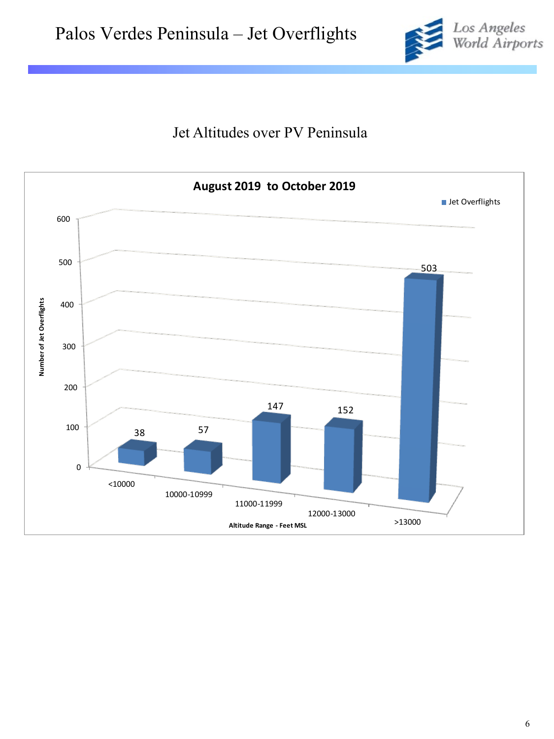# Palos Verdes Peninsula – Jet Overflights

Los Angeles World Airports

## Jet Altitudes over PV Peninsula

**August 2019 to October 2019**

Jet Overflights

Number of Jet Overflights

600
500
400
300
200
100
0

38
57
147
152
503

<10000
10000-10999
11000-11999
12000-13000
>13000

Altitude Range - Feet MSL